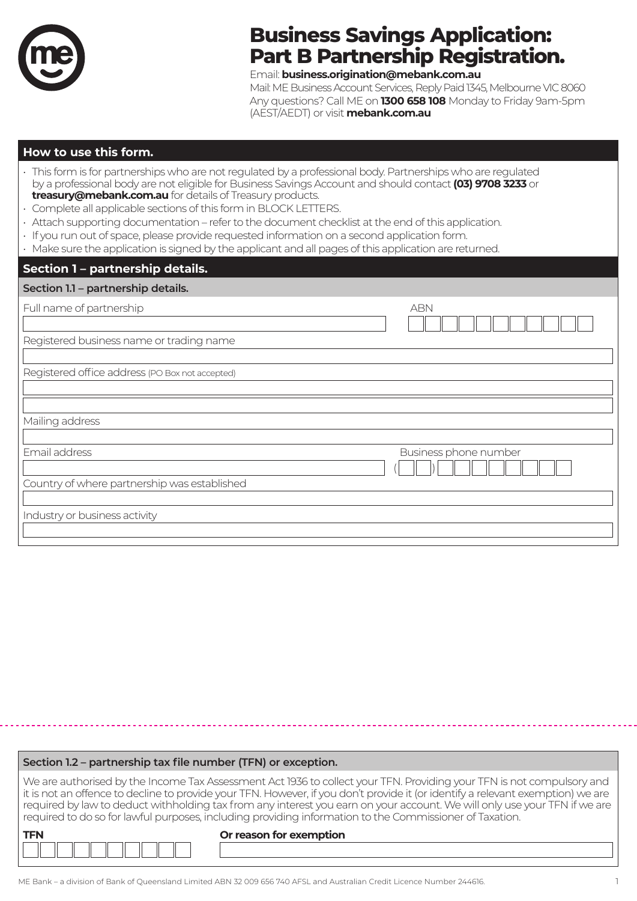# Business Savings Application: Part B Partnership Registration.

Email: **business.origination@mebank.com.au**
Mail: ME Business Account Services, Reply Paid 1345, Melbourne VIC 8060
Any questions? Call ME on **1300 658 108** Monday to Friday 9am-5pm (AEST/AEDT) or visit **mebank.com.au**

## How to use this form.

- This form is for partnerships who are not regulated by a professional body. Partnerships who are regulated by a professional body are not eligible for Business Savings Account and should contact **(03) 9708 3233** or **treasury@mebank.com.au** for details of Treasury products.
- Complete all applicable sections of this form in BLOCK LETTERS.
- Attach supporting documentation – refer to the document checklist at the end of this application.
- If you run out of space, please provide requested information on a second application form.
- Make sure the application is signed by the applicant and all pages of this application are returned.

## Section 1 – partnership details.

### Section 1.1 – partnership details.

Full name of partnership

ABN

Registered business name or trading name

Registered office address (PO Box not accepted)

Mailing address

Email address

Business phone number ( )

Country of where partnership was established

Industry or business activity

### Section 1.2 – partnership tax file number (TFN) or exception.

We are authorised by the Income Tax Assessment Act 1936 to collect your TFN. Providing your TFN is not compulsory and it is not an offence to decline to provide your TFN. However, if you don't provide it (or identify a relevant exemption) we are required by law to deduct withholding tax from any interest you earn on your account. We will only use your TFN if we are required to do so for lawful purposes, including providing information to the Commissioner of Taxation.

**TFN**

**Or reason for exemption**

ME Bank – a division of Bank of Queensland Limited ABN 32 009 656 740 AFSL and Australian Credit Licence Number 244616.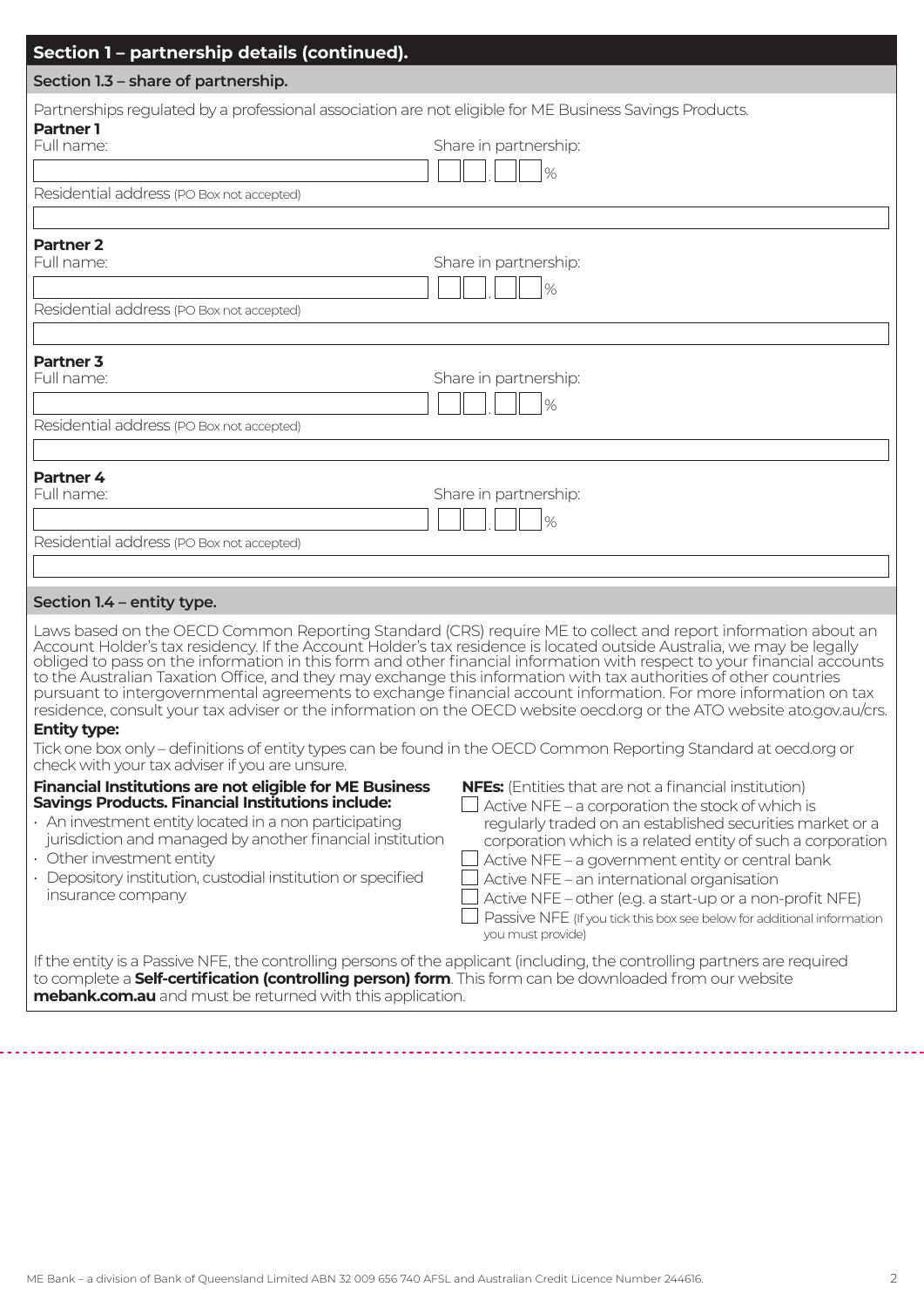## Section 1 – partnership details (continued).

### Section 1.3 – share of partnership.

Partnerships regulated by a professional association are not eligible for ME Business Savings Products.

**Partner 1**

Full name: 

Share in partnership: __ __ . __ __ %

Residential address (PO Box not accepted)

**Partner 2**

Full name: 

Share in partnership: __ __ . __ __ %

Residential address (PO Box not accepted)

**Partner 3**

Full name: 

Share in partnership: __ __ . __ __ %

Residential address (PO Box not accepted)

**Partner 4**

Full name: 

Share in partnership: __ __ . __ __ %

Residential address (PO Box not accepted)

### Section 1.4 – entity type.

Laws based on the OECD Common Reporting Standard (CRS) require ME to collect and report information about an Account Holder's tax residency. If the Account Holder's tax residence is located outside Australia, we may be legally obliged to pass on the information in this form and other financial information with respect to your financial accounts to the Australian Taxation Office, and they may exchange this information with tax authorities of other countries pursuant to intergovernmental agreements to exchange financial account information. For more information on tax residence, consult your tax adviser or the information on the OECD website oecd.org or the ATO website ato.gov.au/crs.

**Entity type:**

Tick one box only – definitions of entity types can be found in the OECD Common Reporting Standard at oecd.org or check with your tax adviser if you are unsure.

**Financial Institutions are not eligible for ME Business Savings Products. Financial Institutions include:**

- An investment entity located in a non participating jurisdiction and managed by another financial institution
- Other investment entity
- Depository institution, custodial institution or specified insurance company

**NFEs:** (Entities that are not a financial institution)

- ☐ Active NFE – a corporation the stock of which is regularly traded on an established securities market or a corporation which is a related entity of such a corporation
- ☐ Active NFE – a government entity or central bank
- ☐ Active NFE – an international organisation
- ☐ Active NFE – other (e.g. a start-up or a non-profit NFE)
- ☐ Passive NFE (If you tick this box see below for additional information you must provide)

If the entity is a Passive NFE, the controlling persons of the applicant (including, the controlling partners are required to complete a **Self-certification (controlling person) form**. This form can be downloaded from our website **mebank.com.au** and must be returned with this application.

ME Bank – a division of Bank of Queensland Limited ABN 32 009 656 740 AFSL and Australian Credit Licence Number 244616.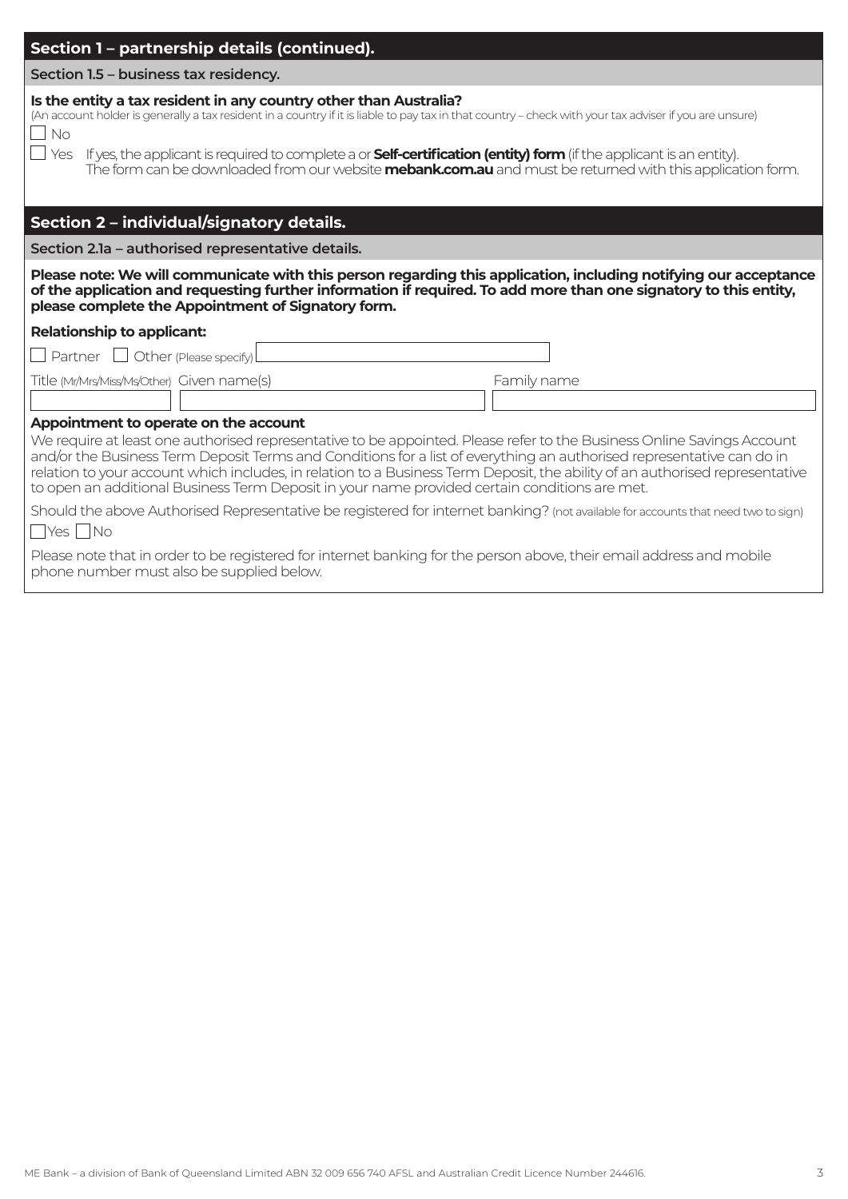## Section 1 – partnership details (continued).

### Section 1.5 – business tax residency.

**Is the entity a tax resident in any country other than Australia?**

(An account holder is generally a tax resident in a country if it is liable to pay tax in that country – check with your tax adviser if you are unsure)

☐ No

☐ Yes If yes, the applicant is required to complete a or **Self-certification (entity) form** (if the applicant is an entity). The form can be downloaded from our website **mebank.com.au** and must be returned with this application form.

## Section 2 – individual/signatory details.

### Section 2.1a – authorised representative details.

**Please note: We will communicate with this person regarding this application, including notifying our acceptance of the application and requesting further information if required. To add more than one signatory to this entity, please complete the Appointment of Signatory form.**

**Relationship to applicant:**

☐ Partner ☐ Other (Please specify) \_\_\_\_\_\_\_\_\_\_

| Title (Mr/Mrs/Miss/Ms/Other) | Given name(s) | Family name |
| --- | --- | --- |
| | | |

**Appointment to operate on the account**

We require at least one authorised representative to be appointed. Please refer to the Business Online Savings Account and/or the Business Term Deposit Terms and Conditions for a list of everything an authorised representative can do in relation to your account which includes, in relation to a Business Term Deposit, the ability of an authorised representative to open an additional Business Term Deposit in your name provided certain conditions are met.

Should the above Authorised Representative be registered for internet banking? (not available for accounts that need two to sign)

☐ Yes ☐ No

Please note that in order to be registered for internet banking for the person above, their email address and mobile phone number must also be supplied below.

ME Bank – a division of Bank of Queensland Limited ABN 32 009 656 740 AFSL and Australian Credit Licence Number 244616.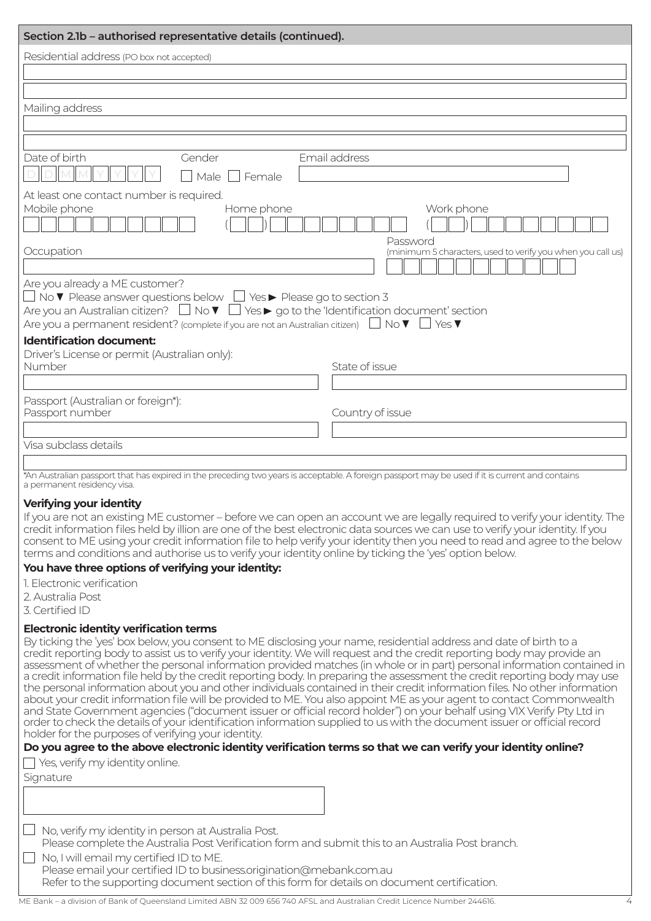## Section 2.1b – authorised representative details (continued).

Residential address (PO box not accepted)

Mailing address

Date of birth D D M M Y Y Y Y

Gender ☐ Male ☐ Female

Email address

At least one contact number is required.

Mobile phone

Home phone ( )

Work phone ( )

Occupation

Password (minimum 5 characters, used to verify you when you call us)

Are you already a ME customer?

☐ No ▼ Please answer questions below ☐ Yes ► Please go to section 3

Are you an Australian citizen? ☐ No ▼ ☐ Yes ► go to the 'Identification document' section

Are you a permanent resident? (complete if you are not an Australian citizen) ☐ No ▼ ☐ Yes ▼

**Identification document:**

Driver's License or permit (Australian only):

Number

State of issue

Passport (Australian or foreign*):

Passport number

Country of issue

Visa subclass details

*An Australian passport that has expired in the preceding two years is acceptable. A foreign passport may be used if it is current and contains a permanent residency visa.

### Verifying your identity

If you are not an existing ME customer – before we can open an account we are legally required to verify your identity. The credit information files held by illion are one of the best electronic data sources we can use to verify your identity. If you consent to ME using your credit information file to help verify your identity then you need to read and agree to the below terms and conditions and authorise us to verify your identity online by ticking the 'yes' option below.

**You have three options of verifying your identity:**

1. Electronic verification
2. Australia Post
3. Certified ID

### Electronic identity verification terms

By ticking the 'yes' box below, you consent to ME disclosing your name, residential address and date of birth to a credit reporting body to assist us to verify your identity. We will request and the credit reporting body may provide an assessment of whether the personal information provided matches (in whole or in part) personal information contained in a credit information file held by the credit reporting body. In preparing the assessment the credit reporting body may use the personal information about you and other individuals contained in their credit information files. No other information about your credit information file will be provided to ME. You also appoint ME as your agent to contact Commonwealth and State Government agencies ("document issuer or official record holder") on your behalf using VIX Verify Pty Ltd in order to check the details of your identification information supplied to us with the document issuer or official record holder for the purposes of verifying your identity.

**Do you agree to the above electronic identity verification terms so that we can verify your identity online?**

☐ Yes, verify my identity online.

Signature

☐ No, verify my identity in person at Australia Post.
Please complete the Australia Post Verification form and submit this to an Australia Post branch.

☐ No, I will email my certified ID to ME.
Please email your certified ID to business.origination@mebank.com.au
Refer to the supporting document section of this form for details on document certification.

ME Bank – a division of Bank of Queensland Limited ABN 32 009 656 740 AFSL and Australian Credit Licence Number 244616.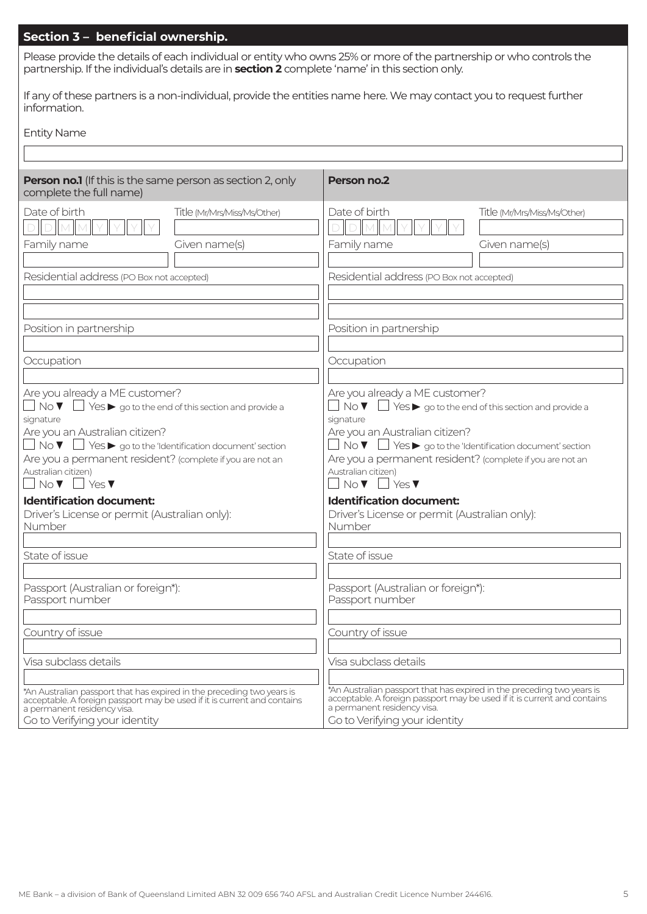## Section 3 – beneficial ownership.

Please provide the details of each individual or entity who owns 25% or more of the partnership or who controls the partnership. If the individual's details are in **section 2** complete 'name' in this section only.

If any of these partners is a non-individual, provide the entities name here. We may contact you to request further information.

Entity Name

| **Person no.1** (If this is the same person as section 2, only complete the full name) | **Person no.2** |
|---|---|
| Date of birth D D M M Y Y Y Y | Date of birth D D M M Y Y Y Y |
| Title (Mr/Mrs/Miss/Ms/Other) | Title (Mr/Mrs/Miss/Ms/Other) |
| Family name | Family name |
| Given name(s) | Given name(s) |
| Residential address (PO Box not accepted) | Residential address (PO Box not accepted) |
| Position in partnership | Position in partnership |
| Occupation | Occupation |
| Are you already a ME customer? ☐ No ▼ ☐ Yes ► go to the end of this section and provide a signature | Are you already a ME customer? ☐ No ▼ ☐ Yes ► go to the end of this section and provide a signature |
| Are you an Australian citizen? ☐ No ▼ ☐ Yes ► go to the 'Identification document' section | Are you an Australian citizen? ☐ No ▼ ☐ Yes ► go to the 'Identification document' section |
| Are you a permanent resident? (complete if you are not an Australian citizen) ☐ No ▼ ☐ Yes ▼ | Are you a permanent resident? (complete if you are not an Australian citizen) ☐ No ▼ ☐ Yes ▼ |
| **Identification document:** | **Identification document:** |
| Driver's License or permit (Australian only): Number | Driver's License or permit (Australian only): Number |
| State of issue | State of issue |
| Passport (Australian or foreign*): Passport number | Passport (Australian or foreign*): Passport number |
| Country of issue | Country of issue |
| Visa subclass details | Visa subclass details |
| *An Australian passport that has expired in the preceding two years is acceptable. A foreign passport may be used if it is current and contains a permanent residency visa. | *An Australian passport that has expired in the preceding two years is acceptable. A foreign passport may be used if it is current and contains a permanent residency visa. |
| Go to Verifying your identity | Go to Verifying your identity |

ME Bank – a division of Bank of Queensland Limited ABN 32 009 656 740 AFSL and Australian Credit Licence Number 244616.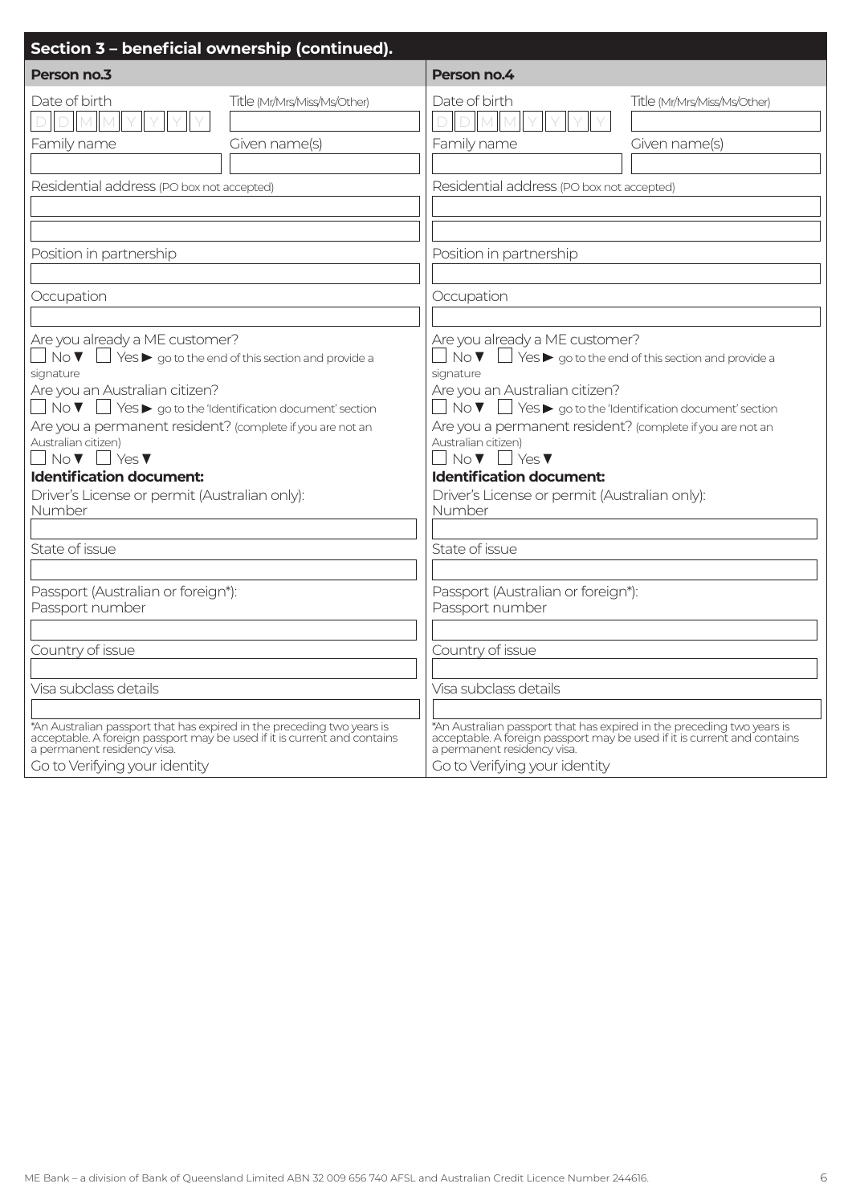## Section 3 – beneficial ownership (continued).

### Person no.3

Date of birth: D D M M Y Y Y Y

Title (Mr/Mrs/Miss/Ms/Other)

Family name

Given name(s)

Residential address (PO box not accepted)

Position in partnership

Occupation

Are you already a ME customer?
☐ No ▼ ☐ Yes ► go to the end of this section and provide a signature

Are you an Australian citizen?
☐ No ▼ ☐ Yes ► go to the 'Identification document' section

Are you a permanent resident? (complete if you are not an Australian citizen)
☐ No ▼ ☐ Yes ▼

**Identification document:**

Driver's License or permit (Australian only):
Number

State of issue

Passport (Australian or foreign*):
Passport number

Country of issue

Visa subclass details

*An Australian passport that has expired in the preceding two years is acceptable. A foreign passport may be used if it is current and contains a permanent residency visa.

Go to Verifying your identity

### Person no.4

Date of birth: D D M M Y Y Y Y

Title (Mr/Mrs/Miss/Ms/Other)

Family name

Given name(s)

Residential address (PO box not accepted)

Position in partnership

Occupation

Are you already a ME customer?
☐ No ▼ ☐ Yes ► go to the end of this section and provide a signature

Are you an Australian citizen?
☐ No ▼ ☐ Yes ► go to the 'Identification document' section

Are you a permanent resident? (complete if you are not an Australian citizen)
☐ No ▼ ☐ Yes ▼

**Identification document:**

Driver's License or permit (Australian only):
Number

State of issue

Passport (Australian or foreign*):
Passport number

Country of issue

Visa subclass details

*An Australian passport that has expired in the preceding two years is acceptable. A foreign passport may be used if it is current and contains a permanent residency visa.

Go to Verifying your identity

ME Bank – a division of Bank of Queensland Limited ABN 32 009 656 740 AFSL and Australian Credit Licence Number 244616.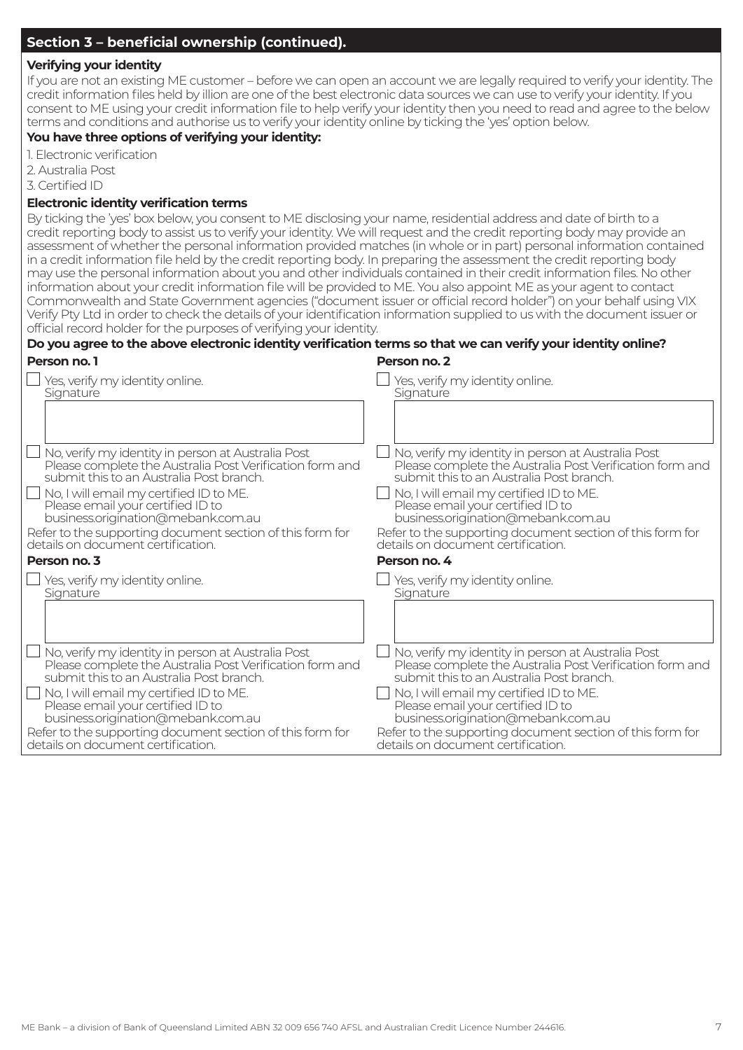## Section 3 – beneficial ownership (continued).

### Verifying your identity

If you are not an existing ME customer – before we can open an account we are legally required to verify your identity. The credit information files held by illion are one of the best electronic data sources we can use to verify your identity. If you consent to ME using your credit information file to help verify your identity then you need to read and agree to the below terms and conditions and authorise us to verify your identity online by ticking the 'yes' option below.

**You have three options of verifying your identity:**

1. Electronic verification
2. Australia Post
3. Certified ID

### Electronic identity verification terms

By ticking the 'yes' box below, you consent to ME disclosing your name, residential address and date of birth to a credit reporting body to assist us to verify your identity. We will request and the credit reporting body may provide an assessment of whether the personal information provided matches (in whole or in part) personal information contained in a credit information file held by the credit reporting body. In preparing the assessment the credit reporting body may use the personal information about you and other individuals contained in their credit information files. No other information about your credit information file will be provided to ME. You also appoint ME as your agent to contact Commonwealth and State Government agencies ("document issuer or official record holder") on your behalf using VIX Verify Pty Ltd in order to check the details of your identification information supplied to us with the document issuer or official record holder for the purposes of verifying your identity.

**Do you agree to the above electronic identity verification terms so that we can verify your identity online?**

**Person no. 1**

☐ Yes, verify my identity online.
Signature

☐ No, verify my identity in person at Australia Post
Please complete the Australia Post Verification form and submit this to an Australia Post branch.

☐ No, I will email my certified ID to ME.
Please email your certified ID to business.origination@mebank.com.au

Refer to the supporting document section of this form for details on document certification.

**Person no. 2**

☐ Yes, verify my identity online.
Signature

☐ No, verify my identity in person at Australia Post
Please complete the Australia Post Verification form and submit this to an Australia Post branch.

☐ No, I will email my certified ID to ME.
Please email your certified ID to business.origination@mebank.com.au

Refer to the supporting document section of this form for details on document certification.

**Person no. 3**

☐ Yes, verify my identity online.
Signature

☐ No, verify my identity in person at Australia Post
Please complete the Australia Post Verification form and submit this to an Australia Post branch.

☐ No, I will email my certified ID to ME.
Please email your certified ID to business.origination@mebank.com.au

Refer to the supporting document section of this form for details on document certification.

**Person no. 4**

☐ Yes, verify my identity online.
Signature

☐ No, verify my identity in person at Australia Post
Please complete the Australia Post Verification form and submit this to an Australia Post branch.

☐ No, I will email my certified ID to ME.
Please email your certified ID to business.origination@mebank.com.au

Refer to the supporting document section of this form for details on document certification.

ME Bank – a division of Bank of Queensland Limited ABN 32 009 656 740 AFSL and Australian Credit Licence Number 244616.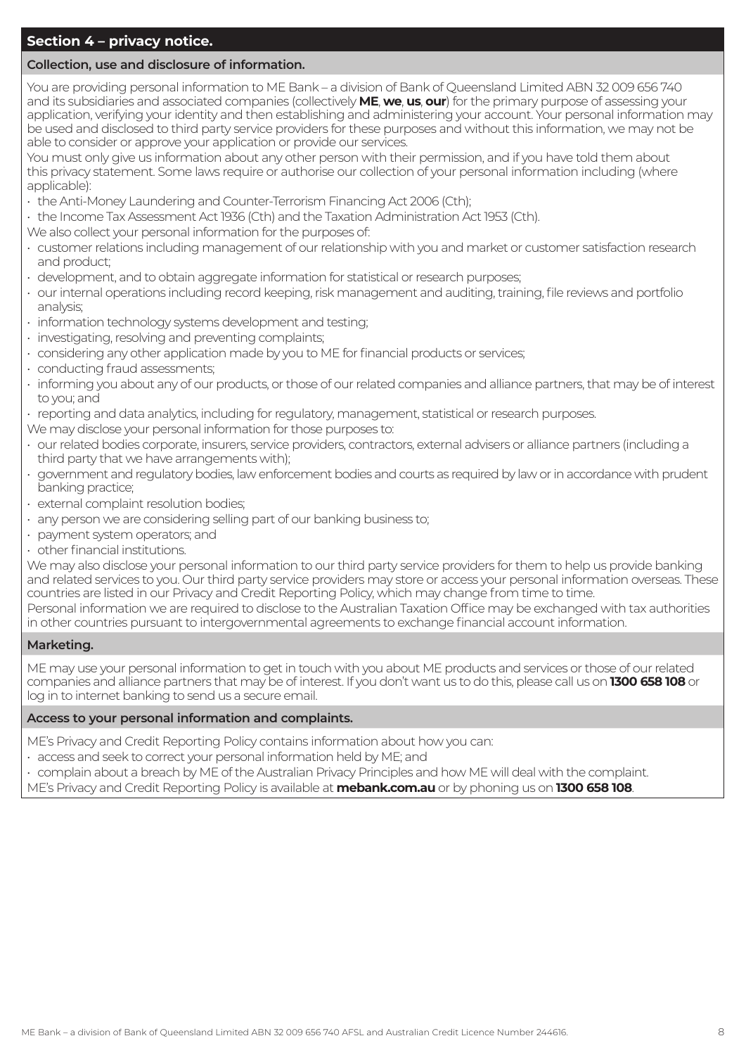## Section 4 – privacy notice.

### Collection, use and disclosure of information.

You are providing personal information to ME Bank – a division of Bank of Queensland Limited ABN 32 009 656 740 and its subsidiaries and associated companies (collectively **ME**, **we**, **us**, **our**) for the primary purpose of assessing your application, verifying your identity and then establishing and administering your account. Your personal information may be used and disclosed to third party service providers for these purposes and without this information, we may not be able to consider or approve your application or provide our services.

You must only give us information about any other person with their permission, and if you have told them about this privacy statement. Some laws require or authorise our collection of your personal information including (where applicable):

- the Anti-Money Laundering and Counter-Terrorism Financing Act 2006 (Cth);
- the Income Tax Assessment Act 1936 (Cth) and the Taxation Administration Act 1953 (Cth).

We also collect your personal information for the purposes of:

- customer relations including management of our relationship with you and market or customer satisfaction research and product;
- development, and to obtain aggregate information for statistical or research purposes;
- our internal operations including record keeping, risk management and auditing, training, file reviews and portfolio analysis;
- information technology systems development and testing;
- investigating, resolving and preventing complaints;
- considering any other application made by you to ME for financial products or services;
- conducting fraud assessments;
- informing you about any of our products, or those of our related companies and alliance partners, that may be of interest to you; and
- reporting and data analytics, including for regulatory, management, statistical or research purposes.

We may disclose your personal information for those purposes to:

- our related bodies corporate, insurers, service providers, contractors, external advisers or alliance partners (including a third party that we have arrangements with);
- government and regulatory bodies, law enforcement bodies and courts as required by law or in accordance with prudent banking practice;
- external complaint resolution bodies;
- any person we are considering selling part of our banking business to;
- payment system operators; and
- other financial institutions.

We may also disclose your personal information to our third party service providers for them to help us provide banking and related services to you. Our third party service providers may store or access your personal information overseas. These countries are listed in our Privacy and Credit Reporting Policy, which may change from time to time.

Personal information we are required to disclose to the Australian Taxation Office may be exchanged with tax authorities in other countries pursuant to intergovernmental agreements to exchange financial account information.

### Marketing.

ME may use your personal information to get in touch with you about ME products and services or those of our related companies and alliance partners that may be of interest. If you don't want us to do this, please call us on **1300 658 108** or log in to internet banking to send us a secure email.

### Access to your personal information and complaints.

ME's Privacy and Credit Reporting Policy contains information about how you can:

- access and seek to correct your personal information held by ME; and
- complain about a breach by ME of the Australian Privacy Principles and how ME will deal with the complaint.

ME's Privacy and Credit Reporting Policy is available at **mebank.com.au** or by phoning us on **1300 658 108**.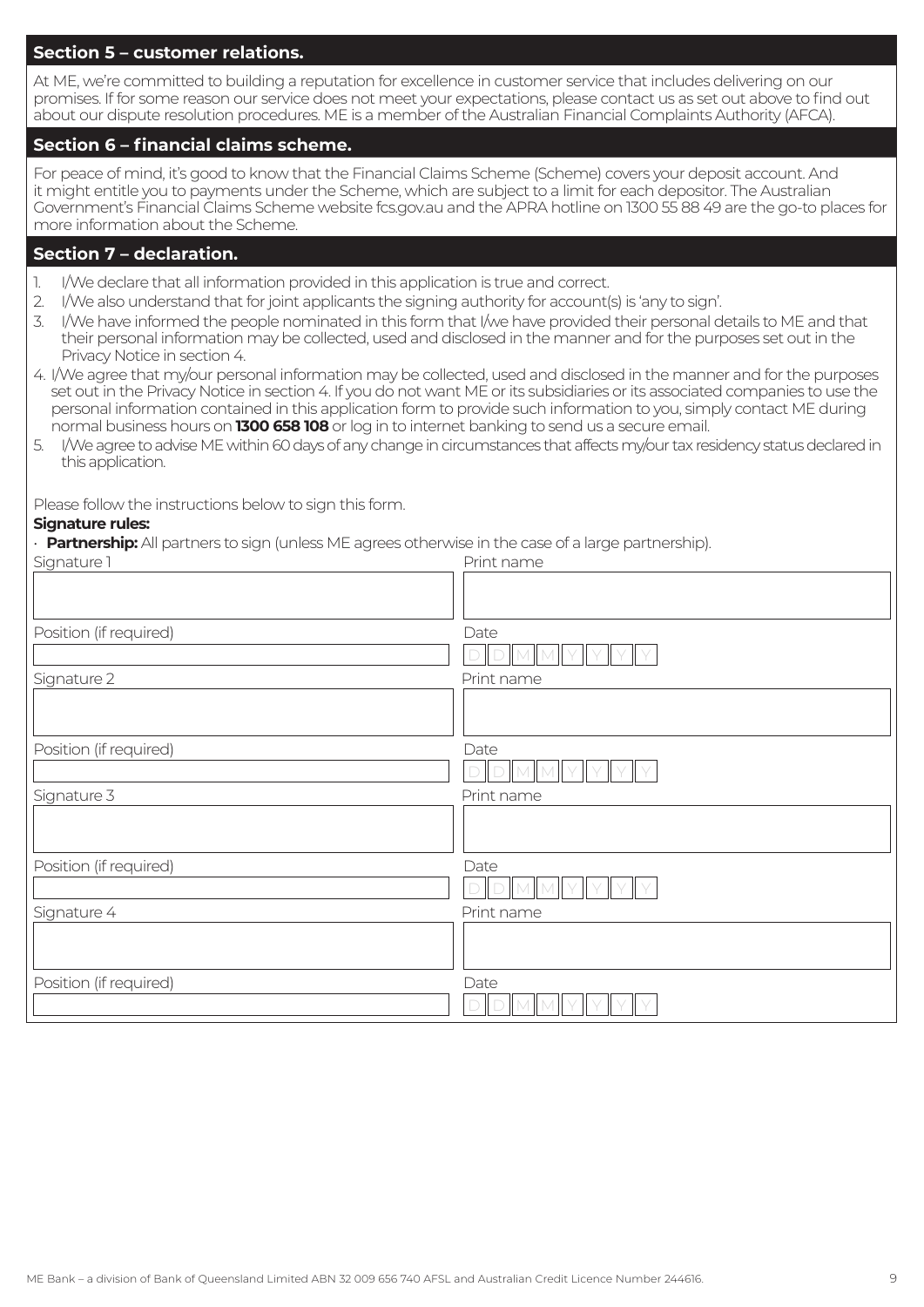## Section 5 – customer relations.

At ME, we're committed to building a reputation for excellence in customer service that includes delivering on our promises. If for some reason our service does not meet your expectations, please contact us as set out above to find out about our dispute resolution procedures. ME is a member of the Australian Financial Complaints Authority (AFCA).

## Section 6 – financial claims scheme.

For peace of mind, it's good to know that the Financial Claims Scheme (Scheme) covers your deposit account. And it might entitle you to payments under the Scheme, which are subject to a limit for each depositor. The Australian Government's Financial Claims Scheme website fcs.gov.au and the APRA hotline on 1300 55 88 49 are the go-to places for more information about the Scheme.

## Section 7 – declaration.

1. I/We declare that all information provided in this application is true and correct.
2. I/We also understand that for joint applicants the signing authority for account(s) is 'any to sign'.
3. I/We have informed the people nominated in this form that I/we have provided their personal details to ME and that their personal information may be collected, used and disclosed in the manner and for the purposes set out in the Privacy Notice in section 4.
4. I/We agree that my/our personal information may be collected, used and disclosed in the manner and for the purposes set out in the Privacy Notice in section 4. If you do not want ME or its subsidiaries or its associated companies to use the personal information contained in this application form to provide such information to you, simply contact ME during normal business hours on **1300 658 108** or log in to internet banking to send us a secure email.
5. I/We agree to advise ME within 60 days of any change in circumstances that affects my/our tax residency status declared in this application.

Please follow the instructions below to sign this form.

**Signature rules:**

- **Partnership:** All partners to sign (unless ME agrees otherwise in the case of a large partnership).

| Signature 1 | Print name |
|---|---|
| | |
| Position (if required) | Date |
| | D D M M Y Y Y Y |
| Signature 2 | Print name |
| | |
| Position (if required) | Date |
| | D D M M Y Y Y Y |
| Signature 3 | Print name |
| | |
| Position (if required) | Date |
| | D D M M Y Y Y Y |
| Signature 4 | Print name |
| | |
| Position (if required) | Date |
| | D D M M Y Y Y Y |

ME Bank – a division of Bank of Queensland Limited ABN 32 009 656 740 AFSL and Australian Credit Licence Number 244616.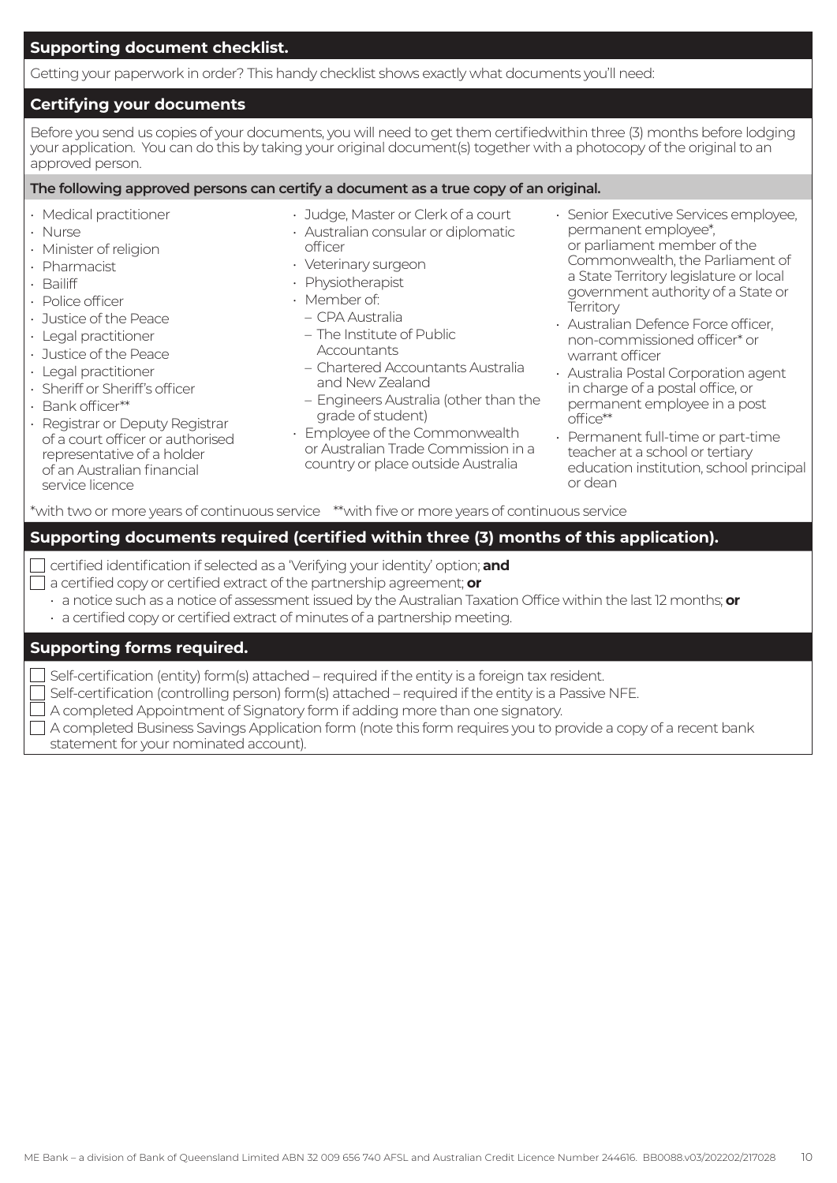## Supporting document checklist.

Getting your paperwork in order? This handy checklist shows exactly what documents you'll need:

## Certifying your documents

Before you send us copies of your documents, you will need to get them certifiedwithin three (3) months before lodging your application. You can do this by taking your original document(s) together with a photocopy of the original to an approved person.

### The following approved persons can certify a document as a true copy of an original.

- Medical practitioner
- Nurse
- Minister of religion
- Pharmacist
- Bailiff
- Police officer
- Justice of the Peace
- Legal practitioner
- Justice of the Peace
- Legal practitioner
- Sheriff or Sheriff's officer
- Bank officer**
- Registrar or Deputy Registrar of a court officer or authorised representative of a holder of an Australian financial service licence
- Judge, Master or Clerk of a court
- Australian consular or diplomatic officer
- Veterinary surgeon
- Physiotherapist
- Member of:
  - CPA Australia
  - The Institute of Public Accountants
  - Chartered Accountants Australia and New Zealand
  - Engineers Australia (other than the grade of student)
- Employee of the Commonwealth or Australian Trade Commission in a country or place outside Australia
- Senior Executive Services employee, permanent employee*, or parliament member of the Commonwealth, the Parliament of a State Territory legislature or local government authority of a State or Territory
- Australian Defence Force officer, non-commissioned officer* or warrant officer
- Australia Postal Corporation agent in charge of a postal office, or permanent employee in a post office**
- Permanent full-time or part-time teacher at a school or tertiary education institution, school principal or dean

*with two or more years of continuous service **with five or more years of continuous service

## Supporting documents required (certified within three (3) months of this application).

- ☐ certified identification if selected as a 'Verifying your identity' option; **and**
- ☐ a certified copy or certified extract of the partnership agreement; **or**
  - a notice such as a notice of assessment issued by the Australian Taxation Office within the last 12 months; **or**
  - a certified copy or certified extract of minutes of a partnership meeting.

## Supporting forms required.

- ☐ Self-certification (entity) form(s) attached – required if the entity is a foreign tax resident.
- ☐ Self-certification (controlling person) form(s) attached – required if the entity is a Passive NFE.
- ☐ A completed Appointment of Signatory form if adding more than one signatory.
- ☐ A completed Business Savings Application form (note this form requires you to provide a copy of a recent bank statement for your nominated account).

ME Bank – a division of Bank of Queensland Limited ABN 32 009 656 740 AFSL and Australian Credit Licence Number 244616. BB0088.v03/202202/217028